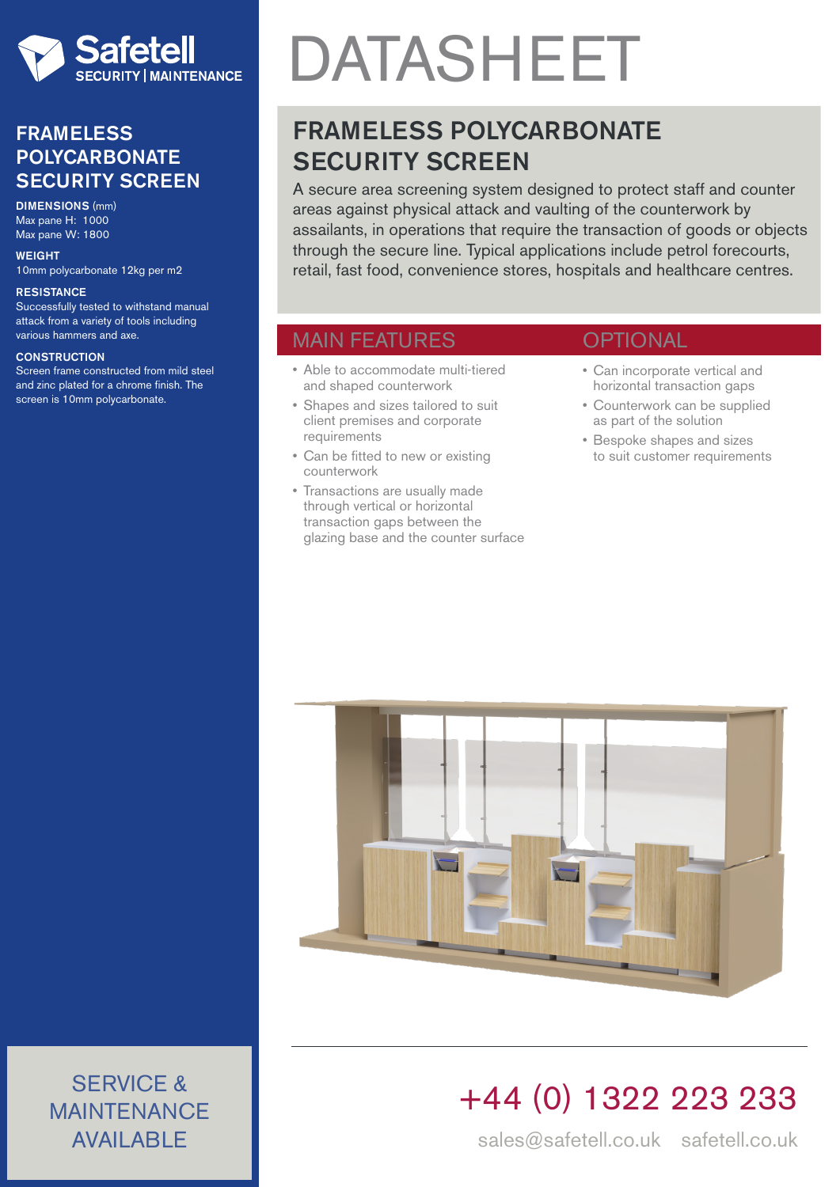Safetell
SECURITY | MAINTENANCE

## FRAMELESS POLYCARBONATE SECURITY SCREEN

**DIMENSIONS** (mm)
Max pane H: 1000
Max pane W: 1800

**WEIGHT**
10mm polycarbonate 12kg per m2

**RESISTANCE**
Successfully tested to withstand manual attack from a variety of tools including various hammers and axe.

**CONSTRUCTION**
Screen frame constructed from mild steel and zinc plated for a chrome finish. The screen is 10mm polycarbonate.

SERVICE & MAINTENANCE AVAILABLE

# DATASHEET

## FRAMELESS POLYCARBONATE SECURITY SCREEN

A secure area screening system designed to protect staff and counter areas against physical attack and vaulting of the counterwork by assailants, in operations that require the transaction of goods or objects through the secure line. Typical applications include petrol forecourts, retail, fast food, convenience stores, hospitals and healthcare centres.

### MAIN FEATURES

- Able to accommodate multi-tiered and shaped counterwork
- Shapes and sizes tailored to suit client premises and corporate requirements
- Can be fitted to new or existing counterwork
- Transactions are usually made through vertical or horizontal transaction gaps between the glazing base and the counter surface

### OPTIONAL

- Can incorporate vertical and horizontal transaction gaps
- Counterwork can be supplied as part of the solution
- Bespoke shapes and sizes to suit customer requirements

+44 (0) 1322 223 233

sales@safetell.co.uk safetell.co.uk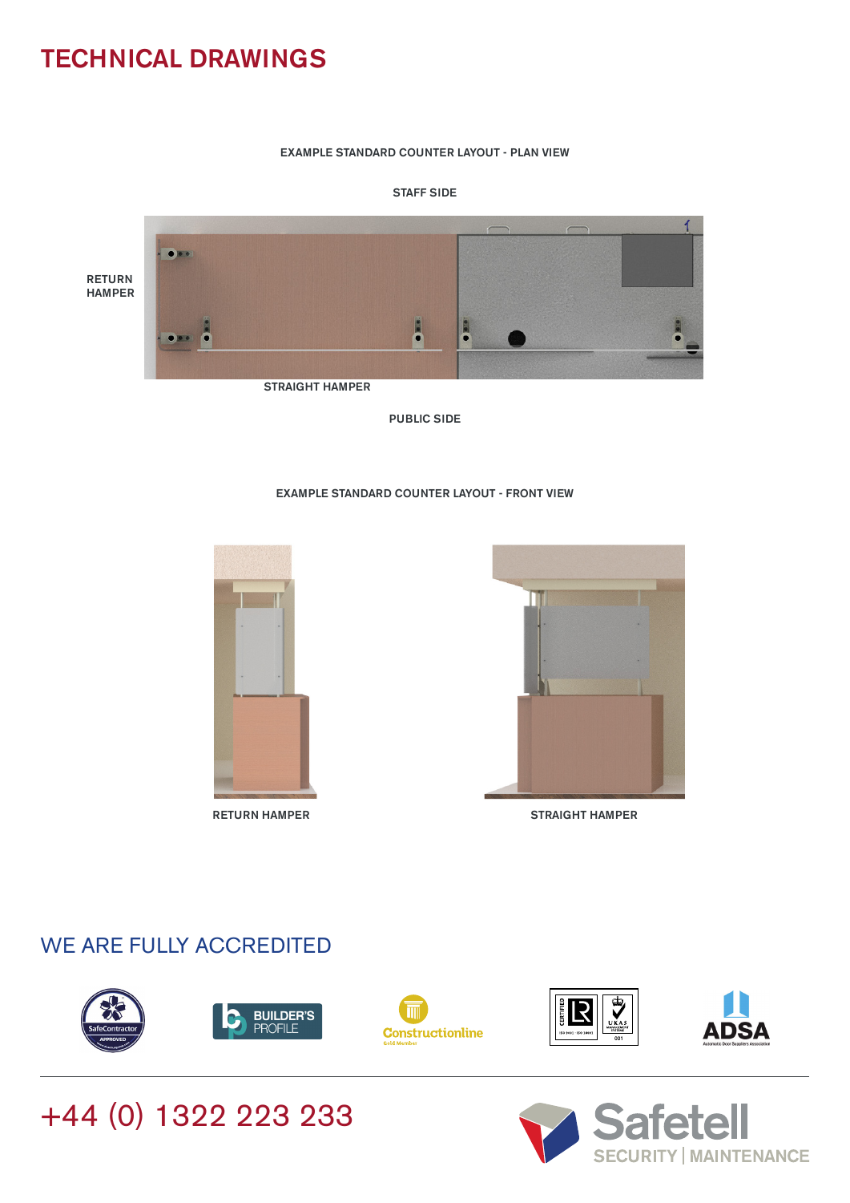# TECHNICAL DRAWINGS

EXAMPLE STANDARD COUNTER LAYOUT - PLAN VIEW

STAFF SIDE

RETURN HAMPER

STRAIGHT HAMPER

PUBLIC SIDE

EXAMPLE STANDARD COUNTER LAYOUT - FRONT VIEW

RETURN HAMPER

STRAIGHT HAMPER

## WE ARE FULLY ACCREDITED

+44 (0) 1322 223 233